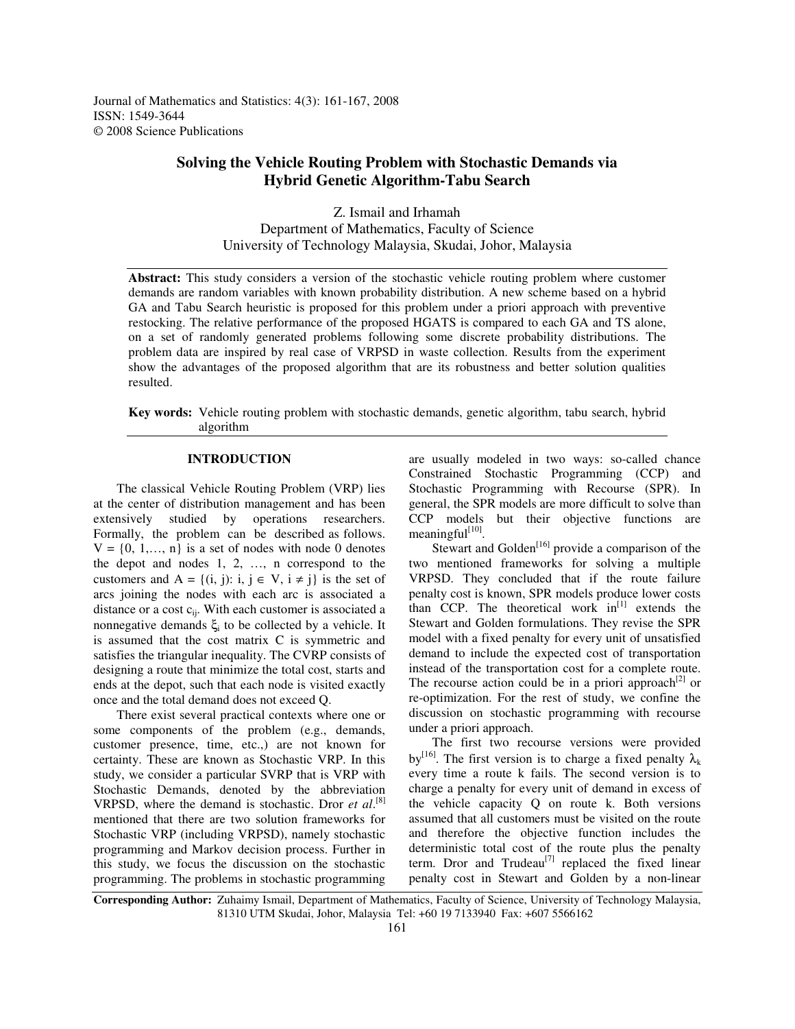Journal of Mathematics and Statistics: 4(3): 161-167, 2008
ISSN: 1549-3644
© 2008 Science Publications

# Solving the Vehicle Routing Problem with Stochastic Demands via Hybrid Genetic Algorithm-Tabu Search

Z. Ismail and Irhamah
Department of Mathematics, Faculty of Science
University of Technology Malaysia, Skudai, Johor, Malaysia

**Abstract:** This study considers a version of the stochastic vehicle routing problem where customer demands are random variables with known probability distribution. A new scheme based on a hybrid GA and Tabu Search heuristic is proposed for this problem under a priori approach with preventive restocking. The relative performance of the proposed HGATS is compared to each GA and TS alone, on a set of randomly generated problems following some discrete probability distributions. The problem data are inspired by real case of VRPSD in waste collection. Results from the experiment show the advantages of the proposed algorithm that are its robustness and better solution qualities resulted.

**Key words:** Vehicle routing problem with stochastic demands, genetic algorithm, tabu search, hybrid algorithm

## INTRODUCTION

The classical Vehicle Routing Problem (VRP) lies at the center of distribution management and has been extensively studied by operations researchers. Formally, the problem can be described as follows. $V = \{0, 1, \ldots, n\}$ is a set of nodes with node 0 denotes the depot and nodes 1, 2, …, n correspond to the customers and $A = \{(i, j): i, j \in V, i \neq j\}$ is the set of arcs joining the nodes with each arc is associated a distance or a cost $c_{ij}$. With each customer is associated a nonnegative demands $\xi_i$ to be collected by a vehicle. It is assumed that the cost matrix C is symmetric and satisfies the triangular inequality. The CVRP consists of designing a route that minimize the total cost, starts and ends at the depot, such that each node is visited exactly once and the total demand does not exceed Q.

There exist several practical contexts where one or some components of the problem (e.g., demands, customer presence, time, etc.,) are not known for certainty. These are known as Stochastic VRP. In this study, we consider a particular SVRP that is VRP with Stochastic Demands, denoted by the abbreviation VRPSD, where the demand is stochastic. Dror *et al*.[8] mentioned that there are two solution frameworks for Stochastic VRP (including VRPSD), namely stochastic programming and Markov decision process. Further in this study, we focus the discussion on the stochastic programming. The problems in stochastic programming are usually modeled in two ways: so-called chance Constrained Stochastic Programming (CCP) and Stochastic Programming with Recourse (SPR). In general, the SPR models are more difficult to solve than CCP models but their objective functions are meaningful[10].

Stewart and Golden[16] provide a comparison of the two mentioned frameworks for solving a multiple VRPSD. They concluded that if the route failure penalty cost is known, SPR models produce lower costs than CCP. The theoretical work in[1] extends the Stewart and Golden formulations. They revise the SPR model with a fixed penalty for every unit of unsatisfied demand to include the expected cost of transportation instead of the transportation cost for a complete route. The recourse action could be in a priori approach[2] or re-optimization. For the rest of study, we confine the discussion on stochastic programming with recourse under a priori approach.

The first two recourse versions were provided by[16]. The first version is to charge a fixed penalty $\lambda_k$ every time a route k fails. The second version is to charge a penalty for every unit of demand in excess of the vehicle capacity Q on route k. Both versions assumed that all customers must be visited on the route and therefore the objective function includes the deterministic total cost of the route plus the penalty term. Dror and Trudeau[7] replaced the fixed linear penalty cost in Stewart and Golden by a non-linear

**Corresponding Author:** Zuhaimy Ismail, Department of Mathematics, Faculty of Science, University of Technology Malaysia, 81310 UTM Skudai, Johor, Malaysia Tel: +60 19 7133940 Fax: +607 5566162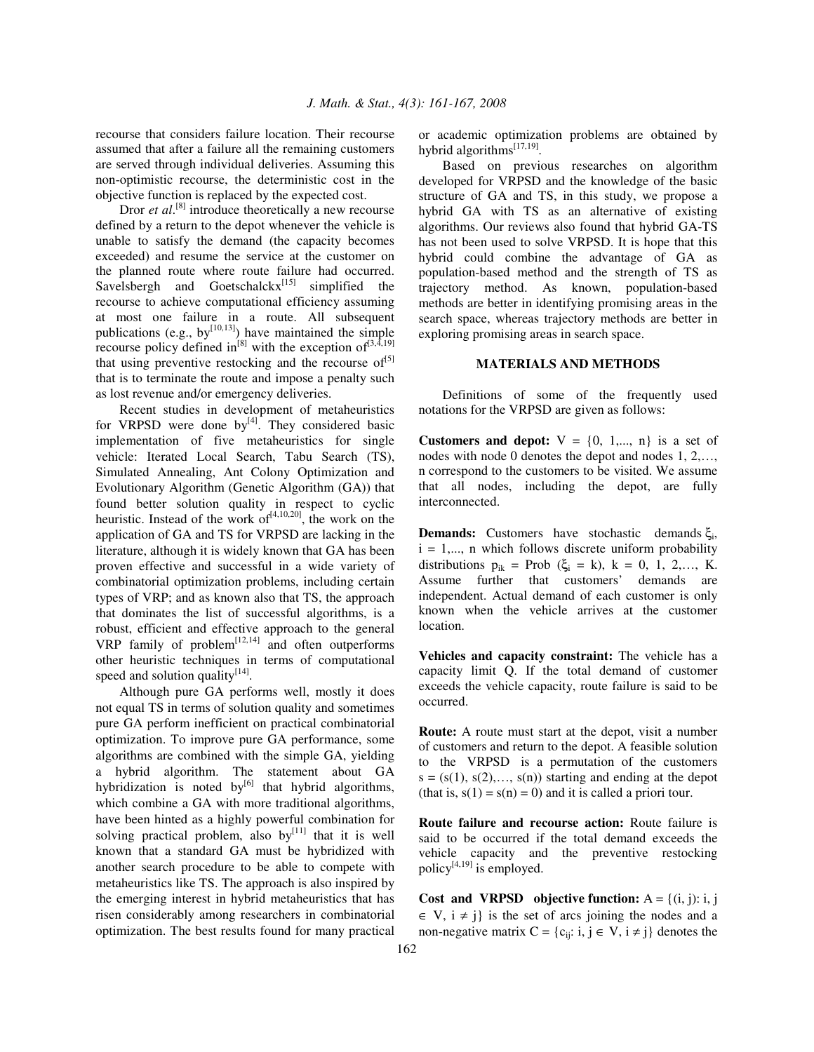recourse that considers failure location. Their recourse assumed that after a failure all the remaining customers are served through individual deliveries. Assuming this non-optimistic recourse, the deterministic cost in the objective function is replaced by the expected cost.

Dror *et al*.[8] introduce theoretically a new recourse defined by a return to the depot whenever the vehicle is unable to satisfy the demand (the capacity becomes exceeded) and resume the service at the customer on the planned route where route failure had occurred. Savelsbergh and Goetschalckx[15] simplified the recourse to achieve computational efficiency assuming at most one failure in a route. All subsequent publications (e.g., by[10,13]) have maintained the simple recourse policy defined in[8] with the exception of[3,4,19] that using preventive restocking and the recourse of[5] that is to terminate the route and impose a penalty such as lost revenue and/or emergency deliveries.

Recent studies in development of metaheuristics for VRPSD were done by[4]. They considered basic implementation of five metaheuristics for single vehicle: Iterated Local Search, Tabu Search (TS), Simulated Annealing, Ant Colony Optimization and Evolutionary Algorithm (Genetic Algorithm (GA)) that found better solution quality in respect to cyclic heuristic. Instead of the work of[4,10,20], the work on the application of GA and TS for VRPSD are lacking in the literature, although it is widely known that GA has been proven effective and successful in a wide variety of combinatorial optimization problems, including certain types of VRP; and as known also that TS, the approach that dominates the list of successful algorithms, is a robust, efficient and effective approach to the general VRP family of problem[12,14] and often outperforms other heuristic techniques in terms of computational speed and solution quality[14].

Although pure GA performs well, mostly it does not equal TS in terms of solution quality and sometimes pure GA perform inefficient on practical combinatorial optimization. To improve pure GA performance, some algorithms are combined with the simple GA, yielding a hybrid algorithm. The statement about GA hybridization is noted by[6] that hybrid algorithms, which combine a GA with more traditional algorithms, have been hinted as a highly powerful combination for solving practical problem, also by[11] that it is well known that a standard GA must be hybridized with another search procedure to be able to compete with metaheuristics like TS. The approach is also inspired by the emerging interest in hybrid metaheuristics that has risen considerably among researchers in combinatorial optimization. The best results found for many practical or academic optimization problems are obtained by hybrid algorithms[17,19].

Based on previous researches on algorithm developed for VRPSD and the knowledge of the basic structure of GA and TS, in this study, we propose a hybrid GA with TS as an alternative of existing algorithms. Our reviews also found that hybrid GA-TS has not been used to solve VRPSD. It is hope that this hybrid could combine the advantage of GA as population-based method and the strength of TS as trajectory method. As known, population-based methods are better in identifying promising areas in the search space, whereas trajectory methods are better in exploring promising areas in search space.

## MATERIALS AND METHODS

Definitions of some of the frequently used notations for the VRPSD are given as follows:

**Customers and depot:** $V = \{0, 1,..., n\}$ is a set of nodes with node 0 denotes the depot and nodes 1, 2,…, n correspond to the customers to be visited. We assume that all nodes, including the depot, are fully interconnected.

**Demands:** Customers have stochastic demands $\xi_i$, $i = 1,..., n$ which follows discrete uniform probability distributions $p_{ik} = \text{Prob}(\xi_i = k)$, $k = 0, 1, 2,…, K$. Assume further that customers' demands are independent. Actual demand of each customer is only known when the vehicle arrives at the customer location.

**Vehicles and capacity constraint:** The vehicle has a capacity limit Q. If the total demand of customer exceeds the vehicle capacity, route failure is said to be occurred.

**Route:** A route must start at the depot, visit a number of customers and return to the depot. A feasible solution to the VRPSD is a permutation of the customers $s = (s(1), s(2),…, s(n))$ starting and ending at the depot (that is, $s(1) = s(n) = 0$) and it is called a priori tour.

**Route failure and recourse action:** Route failure is said to be occurred if the total demand exceeds the vehicle capacity and the preventive restocking policy[4,19] is employed.

**Cost and VRPSD objective function:** $A = \{(i, j): i, j \in V, i \neq j\}$ is the set of arcs joining the nodes and a non-negative matrix $C = \{c_{ij}: i, j \in V, i \neq j\}$ denotes the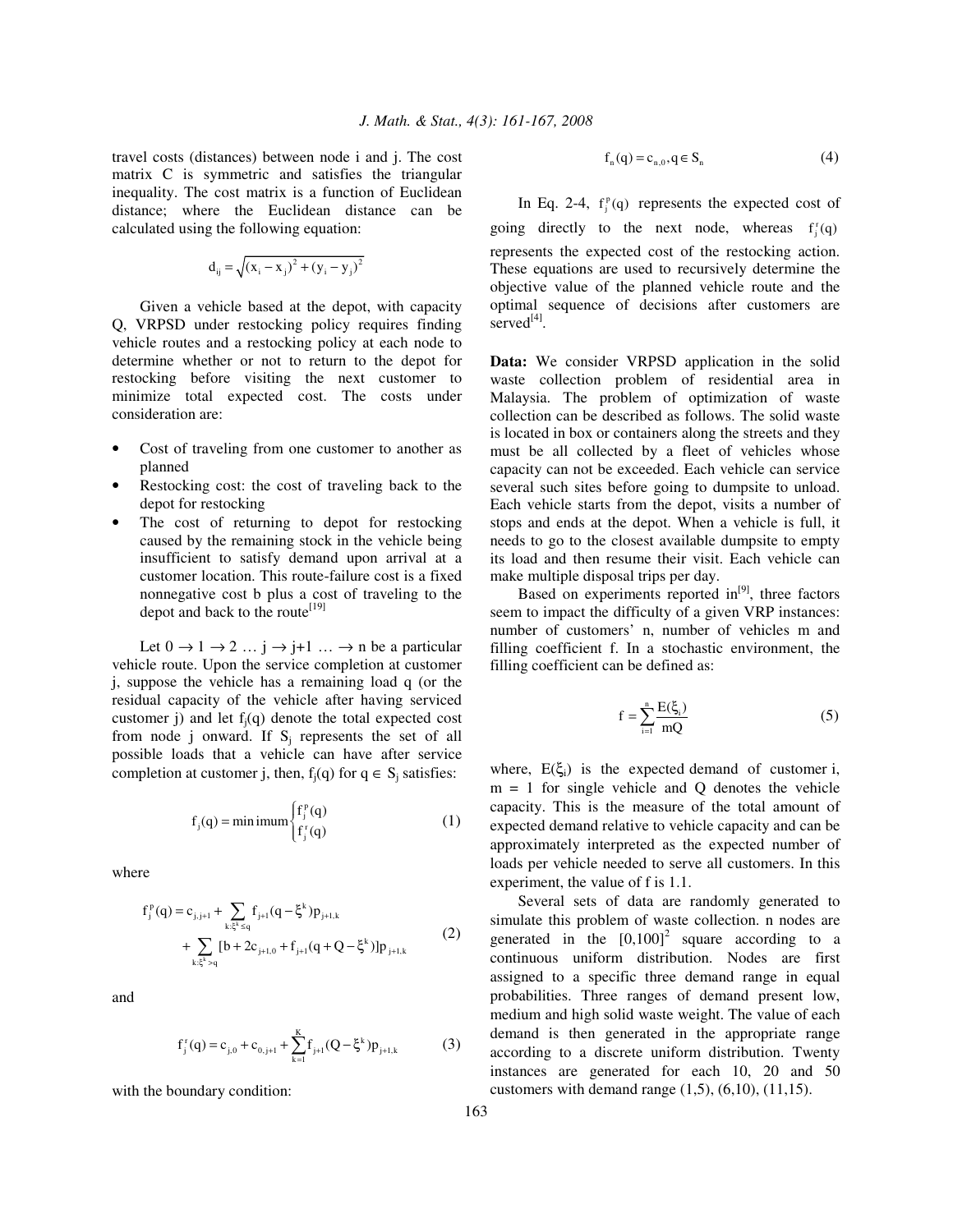travel costs (distances) between node i and j. The cost matrix C is symmetric and satisfies the triangular inequality. The cost matrix is a function of Euclidean distance; where the Euclidean distance can be calculated using the following equation:

$$d_{ij} = \sqrt{(x_i - x_j)^2 + (y_i - y_j)^2}$$

Given a vehicle based at the depot, with capacity Q, VRPSD under restocking policy requires finding vehicle routes and a restocking policy at each node to determine whether or not to return to the depot for restocking before visiting the next customer to minimize total expected cost. The costs under consideration are:

- Cost of traveling from one customer to another as planned
- Restocking cost: the cost of traveling back to the depot for restocking
- The cost of returning to depot for restocking caused by the remaining stock in the vehicle being insufficient to satisfy demand upon arrival at a customer location. This route-failure cost is a fixed nonnegative cost b plus a cost of traveling to the depot and back to the route[19]

Let $0 \rightarrow 1 \rightarrow 2 \dots j \rightarrow j+1 \dots \rightarrow n$ be a particular vehicle route. Upon the service completion at customer j, suppose the vehicle has a remaining load q (or the residual capacity of the vehicle after having serviced customer j) and let $f_j(q)$ denote the total expected cost from node j onward. If $S_j$ represents the set of all possible loads that a vehicle can have after service completion at customer j, then, $f_j(q)$ for $q \in S_j$ satisfies:

$$f_j(q) = \text{minimum} \begin{cases} f_j^p(q) \\ f_j^r(q) \end{cases} \tag{1}$$

where

$$\begin{aligned} f_j^p(q) = {} & c_{j,j+1} + \sum_{k:\xi^k \le q} f_{j+1}(q - \xi^k) p_{j+1,k} \\ & + \sum_{k:\xi^k > q} [b + 2c_{j+1,0} + f_{j+1}(q + Q - \xi^k)] p_{j+1,k} \end{aligned} \tag{2}$$

and

$$f_j^r(q) = c_{j,0} + c_{0,j+1} + \sum_{k=1}^{K} f_{j+1}(Q - \xi^k) p_{j+1,k} \tag{3}$$

with the boundary condition:

$$f_n(q) = c_{n,0}, q \in S_n \tag{4}$$

In Eq. 2-4, $f_j^p(q)$ represents the expected cost of going directly to the next node, whereas $f_j^r(q)$ represents the expected cost of the restocking action. These equations are used to recursively determine the objective value of the planned vehicle route and the optimal sequence of decisions after customers are served[4].

**Data:** We consider VRPSD application in the solid waste collection problem of residential area in Malaysia. The problem of optimization of waste collection can be described as follows. The solid waste is located in box or containers along the streets and they must be all collected by a fleet of vehicles whose capacity can not be exceeded. Each vehicle can service several such sites before going to dumpsite to unload. Each vehicle starts from the depot, visits a number of stops and ends at the depot. When a vehicle is full, it needs to go to the closest available dumpsite to empty its load and then resume their visit. Each vehicle can make multiple disposal trips per day.

Based on experiments reported in[9], three factors seem to impact the difficulty of a given VRP instances: number of customers' n, number of vehicles m and filling coefficient f. In a stochastic environment, the filling coefficient can be defined as:

$$f = \sum_{i=1}^{n} \frac{E(\xi_i)}{mQ} \tag{5}$$

where, $E(\xi_i)$ is the expected demand of customer i, m = 1 for single vehicle and Q denotes the vehicle capacity. This is the measure of the total amount of expected demand relative to vehicle capacity and can be approximately interpreted as the expected number of loads per vehicle needed to serve all customers. In this experiment, the value of f is 1.1.

Several sets of data are randomly generated to simulate this problem of waste collection. n nodes are generated in the $[0,100]^2$ square according to a continuous uniform distribution. Nodes are first assigned to a specific three demand range in equal probabilities. Three ranges of demand present low, medium and high solid waste weight. The value of each demand is then generated in the appropriate range according to a discrete uniform distribution. Twenty instances are generated for each 10, 20 and 50 customers with demand range (1,5), (6,10), (11,15).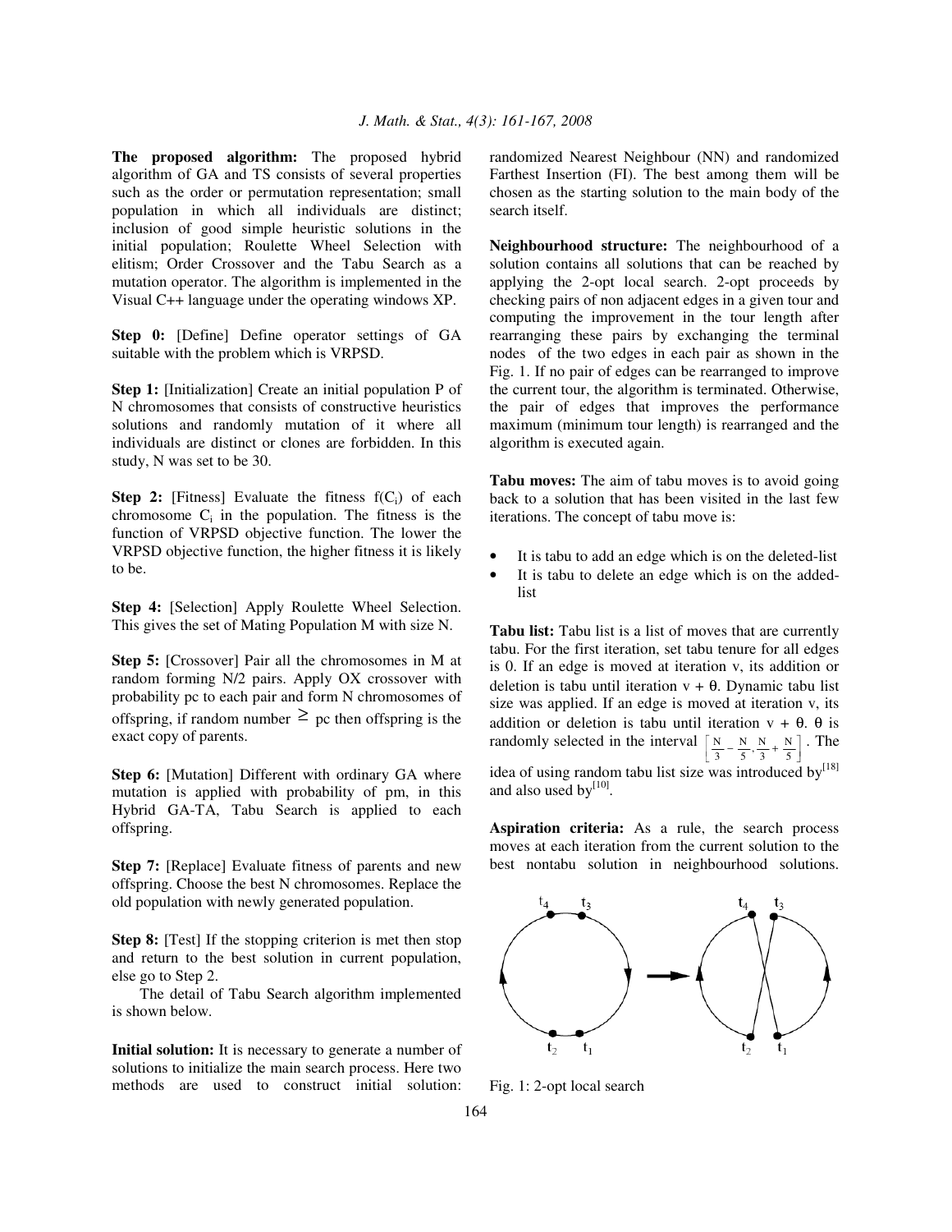**The proposed algorithm:** The proposed hybrid algorithm of GA and TS consists of several properties such as the order or permutation representation; small population in which all individuals are distinct; inclusion of good simple heuristic solutions in the initial population; Roulette Wheel Selection with elitism; Order Crossover and the Tabu Search as a mutation operator. The algorithm is implemented in the Visual C++ language under the operating windows XP.

**Step 0:** [Define] Define operator settings of GA suitable with the problem which is VRPSD.

**Step 1:** [Initialization] Create an initial population P of N chromosomes that consists of constructive heuristics solutions and randomly mutation of it where all individuals are distinct or clones are forbidden. In this study, N was set to be 30.

**Step 2:** [Fitness] Evaluate the fitness $f(C_i)$ of each chromosome $C_i$ in the population. The fitness is the function of VRPSD objective function. The lower the VRPSD objective function, the higher fitness it is likely to be.

**Step 4:** [Selection] Apply Roulette Wheel Selection. This gives the set of Mating Population M with size N.

**Step 5:** [Crossover] Pair all the chromosomes in M at random forming N/2 pairs. Apply OX crossover with probability pc to each pair and form N chromosomes of offspring, if random number $\geq$ pc then offspring is the exact copy of parents.

**Step 6:** [Mutation] Different with ordinary GA where mutation is applied with probability of pm, in this Hybrid GA-TA, Tabu Search is applied to each offspring.

**Step 7:** [Replace] Evaluate fitness of parents and new offspring. Choose the best N chromosomes. Replace the old population with newly generated population.

**Step 8:** [Test] If the stopping criterion is met then stop and return to the best solution in current population, else go to Step 2.

The detail of Tabu Search algorithm implemented is shown below.

**Initial solution:** It is necessary to generate a number of solutions to initialize the main search process. Here two methods are used to construct initial solution: randomized Nearest Neighbour (NN) and randomized Farthest Insertion (FI). The best among them will be chosen as the starting solution to the main body of the search itself.

**Neighbourhood structure:** The neighbourhood of a solution contains all solutions that can be reached by applying the 2-opt local search. 2-opt proceeds by checking pairs of non adjacent edges in a given tour and computing the improvement in the tour length after rearranging these pairs by exchanging the terminal nodes of the two edges in each pair as shown in the Fig. 1. If no pair of edges can be rearranged to improve the current tour, the algorithm is terminated. Otherwise, the pair of edges that improves the performance maximum (minimum tour length) is rearranged and the algorithm is executed again.

**Tabu moves:** The aim of tabu moves is to avoid going back to a solution that has been visited in the last few iterations. The concept of tabu move is:

- It is tabu to add an edge which is on the deleted-list
- It is tabu to delete an edge which is on the added-list

**Tabu list:** Tabu list is a list of moves that are currently tabu. For the first iteration, set tabu tenure for all edges is 0. If an edge is moved at iteration v, its addition or deletion is tabu until iteration v + θ. Dynamic tabu list size was applied. If an edge is moved at iteration v, its addition or deletion is tabu until iteration v + θ. θ is randomly selected in the interval $\left[\frac{N}{3}-\frac{N}{5}, \frac{N}{3}+\frac{N}{5}\right]$. The idea of using random tabu list size was introduced by[18] and also used by[10].

**Aspiration criteria:** As a rule, the search process moves at each iteration from the current solution to the best nontabu solution in neighbourhood solutions.

Fig. 1: 2-opt local search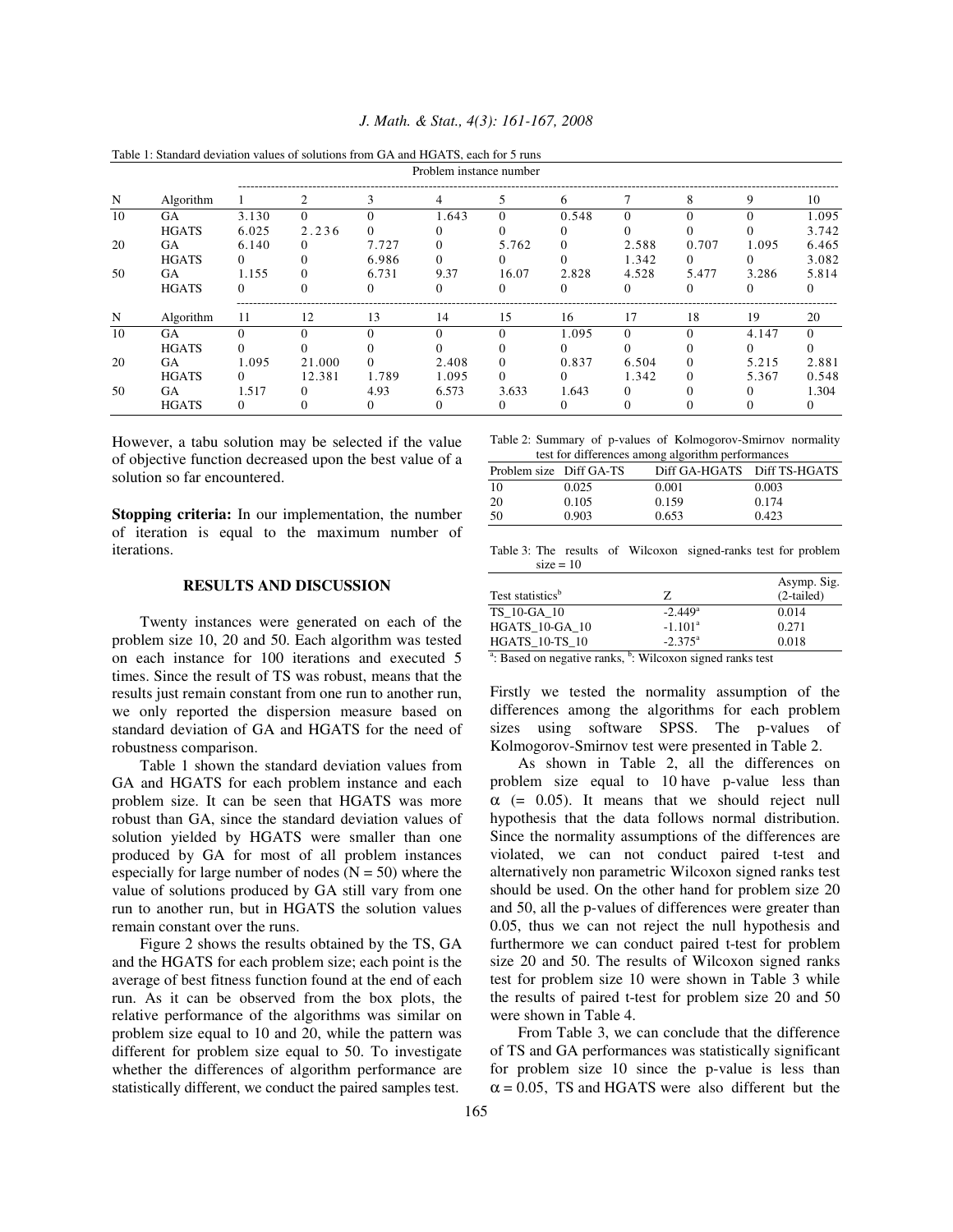Table 1: Standard deviation values of solutions from GA and HGATS, each for 5 runs

| N | Algorithm | Problem instance number | | | | | | | | | |
|---|---|---|---|---|---|---|---|---|---|---|---|
| | | 1 | 2 | 3 | 4 | 5 | 6 | 7 | 8 | 9 | 10 |
| 10 | GA | 3.130 | 0 | 0 | 1.643 | 0 | 0.548 | 0 | 0 | 0 | 1.095 |
| | HGATS | 6.025 | 2.236 | 0 | 0 | 0 | 0 | 0 | 0 | 0 | 3.742 |
| 20 | GA | 6.140 | 0 | 7.727 | 0 | 5.762 | 0 | 2.588 | 0.707 | 1.095 | 6.465 |
| | HGATS | 0 | 0 | 6.986 | 0 | 0 | 0 | 1.342 | 0 | 0 | 3.082 |
| 50 | GA | 1.155 | 0 | 6.731 | 9.37 | 16.07 | 2.828 | 4.528 | 5.477 | 3.286 | 5.814 |
| | HGATS | 0 | 0 | 0 | 0 | 0 | 0 | 0 | 0 | 0 | 0 |
| N | Algorithm | 11 | 12 | 13 | 14 | 15 | 16 | 17 | 18 | 19 | 20 |
| 10 | GA | 0 | 0 | 0 | 0 | 0 | 1.095 | 0 | 0 | 4.147 | 0 |
| | HGATS | 0 | 0 | 0 | 0 | 0 | 0 | 0 | 0 | 0 | 0 |
| 20 | GA | 1.095 | 21.000 | 0 | 2.408 | 0 | 0.837 | 6.504 | 0 | 5.215 | 2.881 |
| | HGATS | 0 | 12.381 | 1.789 | 1.095 | 0 | 0 | 1.342 | 0 | 5.367 | 0.548 |
| 50 | GA | 1.517 | 0 | 4.93 | 6.573 | 3.633 | 1.643 | 0 | 0 | 0 | 1.304 |
| | HGATS | 0 | 0 | 0 | 0 | 0 | 0 | 0 | 0 | 0 | 0 |

However, a tabu solution may be selected if the value of objective function decreased upon the best value of a solution so far encountered.

**Stopping criteria:** In our implementation, the number of iteration is equal to the maximum number of iterations.

## RESULTS AND DISCUSSION

Twenty instances were generated on each of the problem size 10, 20 and 50. Each algorithm was tested on each instance for 100 iterations and executed 5 times. Since the result of TS was robust, means that the results just remain constant from one run to another run, we only reported the dispersion measure based on standard deviation of GA and HGATS for the need of robustness comparison.

Table 1 shown the standard deviation values from GA and HGATS for each problem instance and each problem size. It can be seen that HGATS was more robust than GA, since the standard deviation values of solution yielded by HGATS were smaller than one produced by GA for most of all problem instances especially for large number of nodes (N = 50) where the value of solutions produced by GA still vary from one run to another run, but in HGATS the solution values remain constant over the runs.

Figure 2 shows the results obtained by the TS, GA and the HGATS for each problem size; each point is the average of best fitness function found at the end of each run. As it can be observed from the box plots, the relative performance of the algorithms was similar on problem size equal to 10 and 20, while the pattern was different for problem size equal to 50. To investigate whether the differences of algorithm performance are statistically different, we conduct the paired samples test.

Table 2: Summary of p-values of Kolmogorov-Smirnov normality test for differences among algorithm performances

| Problem size | Diff GA-TS | Diff GA-HGATS | Diff TS-HGATS |
|---|---|---|---|
| 10 | 0.025 | 0.001 | 0.003 |
| 20 | 0.105 | 0.159 | 0.174 |
| 50 | 0.903 | 0.653 | 0.423 |

Table 3: The results of Wilcoxon signed-ranks test for problem size = 10

| Test statistics[b] | Z | Asymp. Sig. (2-tailed) |
|---|---|---|
| TS_10-GA_10 | -2.449[a] | 0.014 |
| HGATS_10-GA_10 | -1.101[a] | 0.271 |
| HGATS_10-TS_10 | -2.375[a] | 0.018 |

[a]: Based on negative ranks, [b]: Wilcoxon signed ranks test

Firstly we tested the normality assumption of the differences among the algorithms for each problem sizes using software SPSS. The p-values of Kolmogorov-Smirnov test were presented in Table 2.

As shown in Table 2, all the differences on problem size equal to 10 have p-value less than $\alpha$ (= 0.05). It means that we should reject null hypothesis that the data follows normal distribution. Since the normality assumptions of the differences are violated, we can not conduct paired t-test and alternatively non parametric Wilcoxon signed ranks test should be used. On the other hand for problem size 20 and 50, all the p-values of differences were greater than 0.05, thus we can not reject the null hypothesis and furthermore we can conduct paired t-test for problem size 20 and 50. The results of Wilcoxon signed ranks test for problem size 10 were shown in Table 3 while the results of paired t-test for problem size 20 and 50 were shown in Table 4.

From Table 3, we can conclude that the difference of TS and GA performances was statistically significant for problem size 10 since the p-value is less than $\alpha = 0.05$, TS and HGATS were also different but the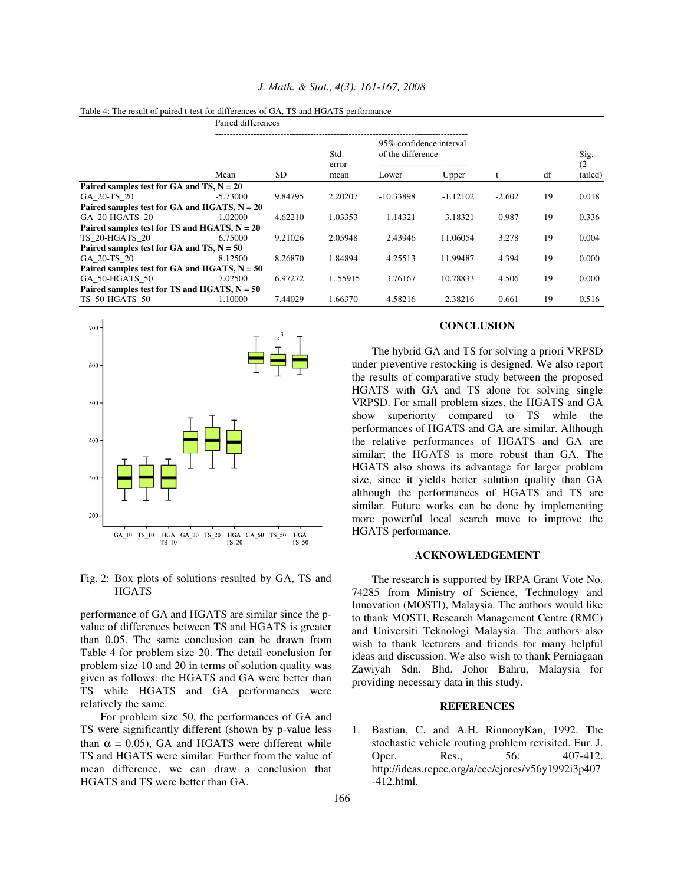Table 4: The result of paired t-test for differences of GA, TS and HGATS performance

| | Paired differences | | | | | | | |
|---|---|---|---|---|---|---|---|---|
| | | | | 95% confidence interval of the difference | | | | |
| | Mean | SD | Std. error mean | Lower | Upper | t | df | Sig. (2-tailed) |
| **Paired samples test for GA and TS, N = 20** | | | | | | | | |
| GA_20-TS_20 | -5.73000 | 9.84795 | 2.20207 | -10.33898 | -1.12102 | -2.602 | 19 | 0.018 |
| **Paired samples test for GA and HGATS, N = 20** | | | | | | | | |
| GA_20-HGATS_20 | 1.02000 | 4.62210 | 1.03353 | -1.14321 | 3.18321 | 0.987 | 19 | 0.336 |
| **Paired samples test for TS and HGATS, N = 20** | | | | | | | | |
| TS_20-HGATS_20 | 6.75000 | 9.21026 | 2.05948 | 2.43946 | 11.06054 | 3.278 | 19 | 0.004 |
| **Paired samples test for GA and TS, N = 50** | | | | | | | | |
| GA_20-TS_20 | 8.12500 | 8.26870 | 1.84894 | 4.25513 | 11.99487 | 4.394 | 19 | 0.000 |
| **Paired samples test for GA and HGATS, N = 50** | | | | | | | | |
| GA_50-HGATS_50 | 7.02500 | 6.97272 | 1. 55915 | 3.76167 | 10.28833 | 4.506 | 19 | 0.000 |
| **Paired samples test for TS and HGATS, N = 50** | | | | | | | | |
| TS_50-HGATS_50 | -1.10000 | 7.44029 | 1.66370 | -4.58216 | 2.38216 | -0.661 | 19 | 0.516 |

Fig. 2: Box plots of solutions resulted by GA, TS and HGATS

performance of GA and HGATS are similar since the p-value of differences between TS and HGATS is greater than 0.05. The same conclusion can be drawn from Table 4 for problem size 20. The detail conclusion for problem size 10 and 20 in terms of solution quality was given as follows: the HGATS and GA were better than TS while HGATS and GA performances were relatively the same.

For problem size 50, the performances of GA and TS were significantly different (shown by p-value less than $\alpha = 0.05$), GA and HGATS were different while TS and HGATS were similar. Further from the value of mean difference, we can draw a conclusion that HGATS and TS were better than GA.

## CONCLUSION

The hybrid GA and TS for solving a priori VRPSD under preventive restocking is designed. We also report the results of comparative study between the proposed HGATS with GA and TS alone for solving single VRPSD. For small problem sizes, the HGATS and GA show superiority compared to TS while the performances of HGATS and GA are similar. Although the relative performances of HGATS and GA are similar; the HGATS is more robust than GA. The HGATS also shows its advantage for larger problem size, since it yields better solution quality than GA although the performances of HGATS and TS are similar. Future works can be done by implementing more powerful local search move to improve the HGATS performance.

## ACKNOWLEDGEMENT

The research is supported by IRPA Grant Vote No. 74285 from Ministry of Science, Technology and Innovation (MOSTI), Malaysia. The authors would like to thank MOSTI, Research Management Centre (RMC) and Universiti Teknologi Malaysia. The authors also wish to thank lecturers and friends for many helpful ideas and discussion. We also wish to thank Perniagaan Zawiyah Sdn. Bhd. Johor Bahru, Malaysia for providing necessary data in this study.

## REFERENCES

1. Bastian, C. and A.H. RinnooyKan, 1992. The stochastic vehicle routing problem revisited. Eur. J. Oper. Res., 56: 407-412. http://ideas.repec.org/a/eee/ejores/v56y1992i3p407-412.html.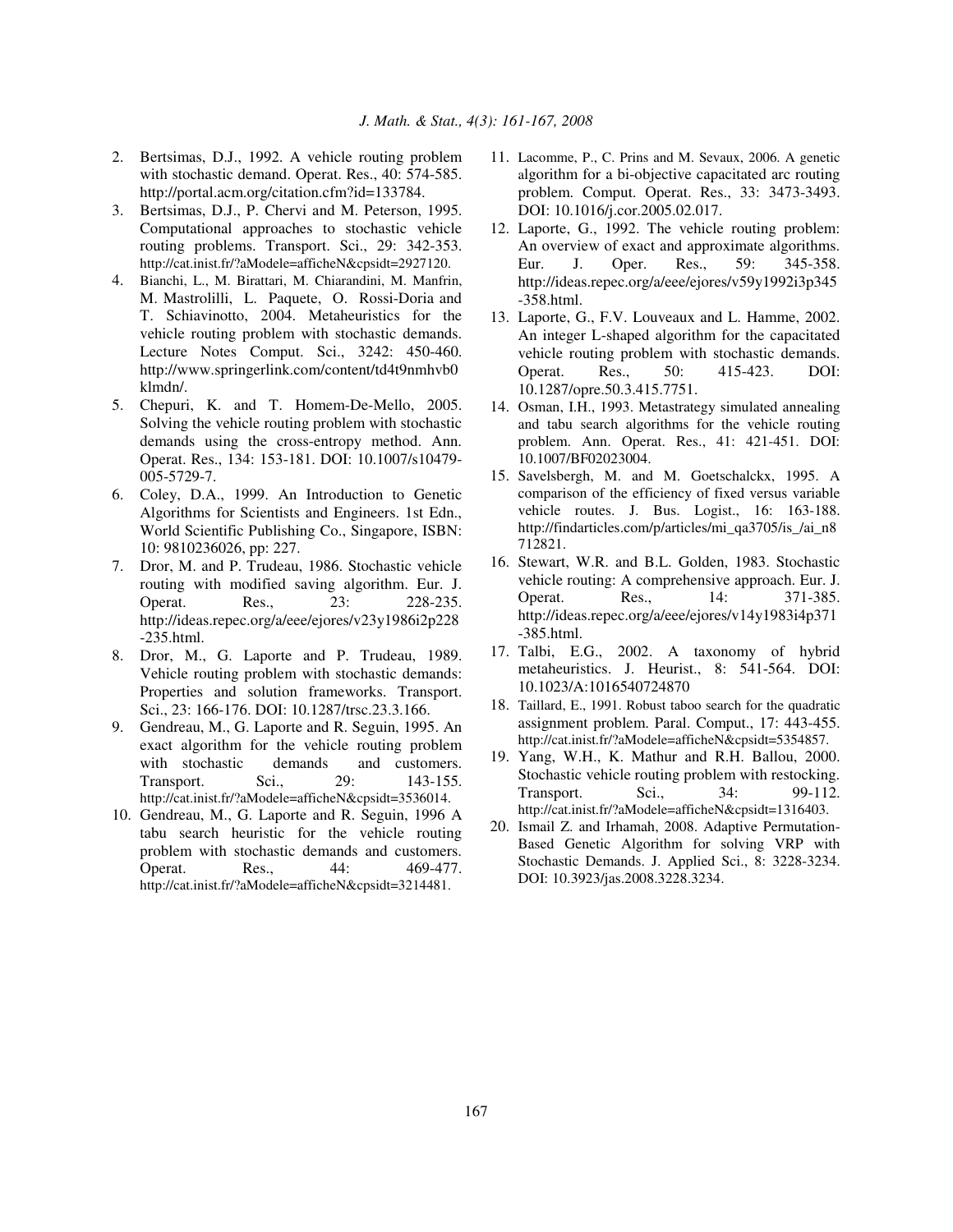2. Bertsimas, D.J., 1992. A vehicle routing problem with stochastic demand. Operat. Res., 40: 574-585. http://portal.acm.org/citation.cfm?id=133784.
3. Bertsimas, D.J., P. Chervi and M. Peterson, 1995. Computational approaches to stochastic vehicle routing problems. Transport. Sci., 29: 342-353. http://cat.inist.fr/?aModele=afficheN&cpsidt=2927120.
4. Bianchi, L., M. Birattari, M. Chiarandini, M. Manfrin, M. Mastrolilli, L. Paquete, O. Rossi-Doria and T. Schiavinotto, 2004. Metaheuristics for the vehicle routing problem with stochastic demands. Lecture Notes Comput. Sci., 3242: 450-460. http://www.springerlink.com/content/td4t9nmhvb0klmdn/.
5. Chepuri, K. and T. Homem-De-Mello, 2005. Solving the vehicle routing problem with stochastic demands using the cross-entropy method. Ann. Operat. Res., 134: 153-181. DOI: 10.1007/s10479-005-5729-7.
6. Coley, D.A., 1999. An Introduction to Genetic Algorithms for Scientists and Engineers. 1st Edn., World Scientific Publishing Co., Singapore, ISBN: 10: 9810236026, pp: 227.
7. Dror, M. and P. Trudeau, 1986. Stochastic vehicle routing with modified saving algorithm. Eur. J. Operat. Res., 23: 228-235. http://ideas.repec.org/a/eee/ejores/v23y1986i2p228-235.html.
8. Dror, M., G. Laporte and P. Trudeau, 1989. Vehicle routing problem with stochastic demands: Properties and solution frameworks. Transport. Sci., 23: 166-176. DOI: 10.1287/trsc.23.3.166.
9. Gendreau, M., G. Laporte and R. Seguin, 1995. An exact algorithm for the vehicle routing problem with stochastic demands and customers. Transport. Sci., 29: 143-155. http://cat.inist.fr/?aModele=afficheN&cpsidt=3536014.
10. Gendreau, M., G. Laporte and R. Seguin, 1996 A tabu search heuristic for the vehicle routing problem with stochastic demands and customers. Operat. Res., 44: 469-477. http://cat.inist.fr/?aModele=afficheN&cpsidt=3214481.
11. Lacomme, P., C. Prins and M. Sevaux, 2006. A genetic algorithm for a bi-objective capacitated arc routing problem. Comput. Operat. Res., 33: 3473-3493. DOI: 10.1016/j.cor.2005.02.017.
12. Laporte, G., 1992. The vehicle routing problem: An overview of exact and approximate algorithms. Eur. J. Oper. Res., 59: 345-358. http://ideas.repec.org/a/eee/ejores/v59y1992i3p345-358.html.
13. Laporte, G., F.V. Louveaux and L. Hamme, 2002. An integer L-shaped algorithm for the capacitated vehicle routing problem with stochastic demands. Operat. Res., 50: 415-423. DOI: 10.1287/opre.50.3.415.7751.
14. Osman, I.H., 1993. Metastrategy simulated annealing and tabu search algorithms for the vehicle routing problem. Ann. Operat. Res., 41: 421-451. DOI: 10.1007/BF02023004.
15. Savelsbergh, M. and M. Goetschalckx, 1995. A comparison of the efficiency of fixed versus variable vehicle routes. J. Bus. Logist., 16: 163-188. http://findarticles.com/p/articles/mi_qa3705/is_/ai_n8712821.
16. Stewart, W.R. and B.L. Golden, 1983. Stochastic vehicle routing: A comprehensive approach. Eur. J. Operat. Res., 14: 371-385. http://ideas.repec.org/a/eee/ejores/v14y1983i4p371-385.html.
17. Talbi, E.G., 2002. A taxonomy of hybrid metaheuristics. J. Heurist., 8: 541-564. DOI: 10.1023/A:1016540724870
18. Taillard, E., 1991. Robust taboo search for the quadratic assignment problem. Paral. Comput., 17: 443-455. http://cat.inist.fr/?aModele=afficheN&cpsidt=5354857.
19. Yang, W.H., K. Mathur and R.H. Ballou, 2000. Stochastic vehicle routing problem with restocking. Transport. Sci., 34: 99-112. http://cat.inist.fr/?aModele=afficheN&cpsidt=1316403.
20. Ismail Z. and Irhamah, 2008. Adaptive Permutation-Based Genetic Algorithm for solving VRP with Stochastic Demands. J. Applied Sci., 8: 3228-3234. DOI: 10.3923/jas.2008.3228.3234.